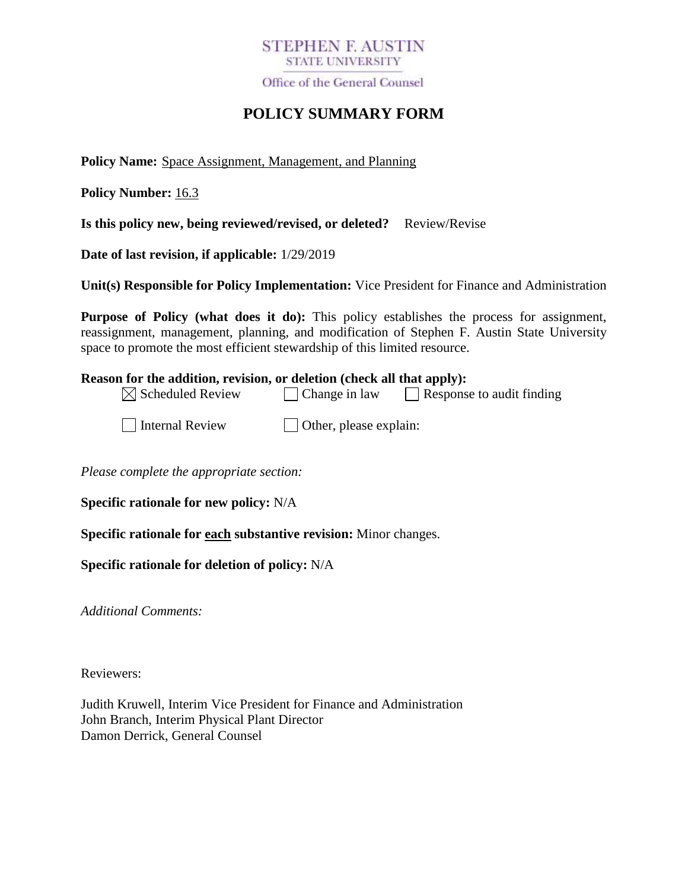STEPHEN F. AUSTIN
STATE UNIVERSITY

Office of the General Counsel

# POLICY SUMMARY FORM

**Policy Name:** Space Assignment, Management, and Planning

**Policy Number:** 16.3

**Is this policy new, being reviewed/revised, or deleted?** Review/Revise

**Date of last revision, if applicable:** 1/29/2019

**Unit(s) Responsible for Policy Implementation:** Vice President for Finance and Administration

**Purpose of Policy (what does it do):** This policy establishes the process for assignment, reassignment, management, planning, and modification of Stephen F. Austin State University space to promote the most efficient stewardship of this limited resource.

**Reason for the addition, revision, or deletion (check all that apply):**

- ☒ Scheduled Review
- ☐ Change in law
- ☐ Response to audit finding
- ☐ Internal Review
- ☐ Other, please explain:

*Please complete the appropriate section:*

**Specific rationale for new policy:** N/A

**Specific rationale for each substantive revision:** Minor changes.

**Specific rationale for deletion of policy:** N/A

*Additional Comments:*

Reviewers:

Judith Kruwell, Interim Vice President for Finance and Administration
John Branch, Interim Physical Plant Director
Damon Derrick, General Counsel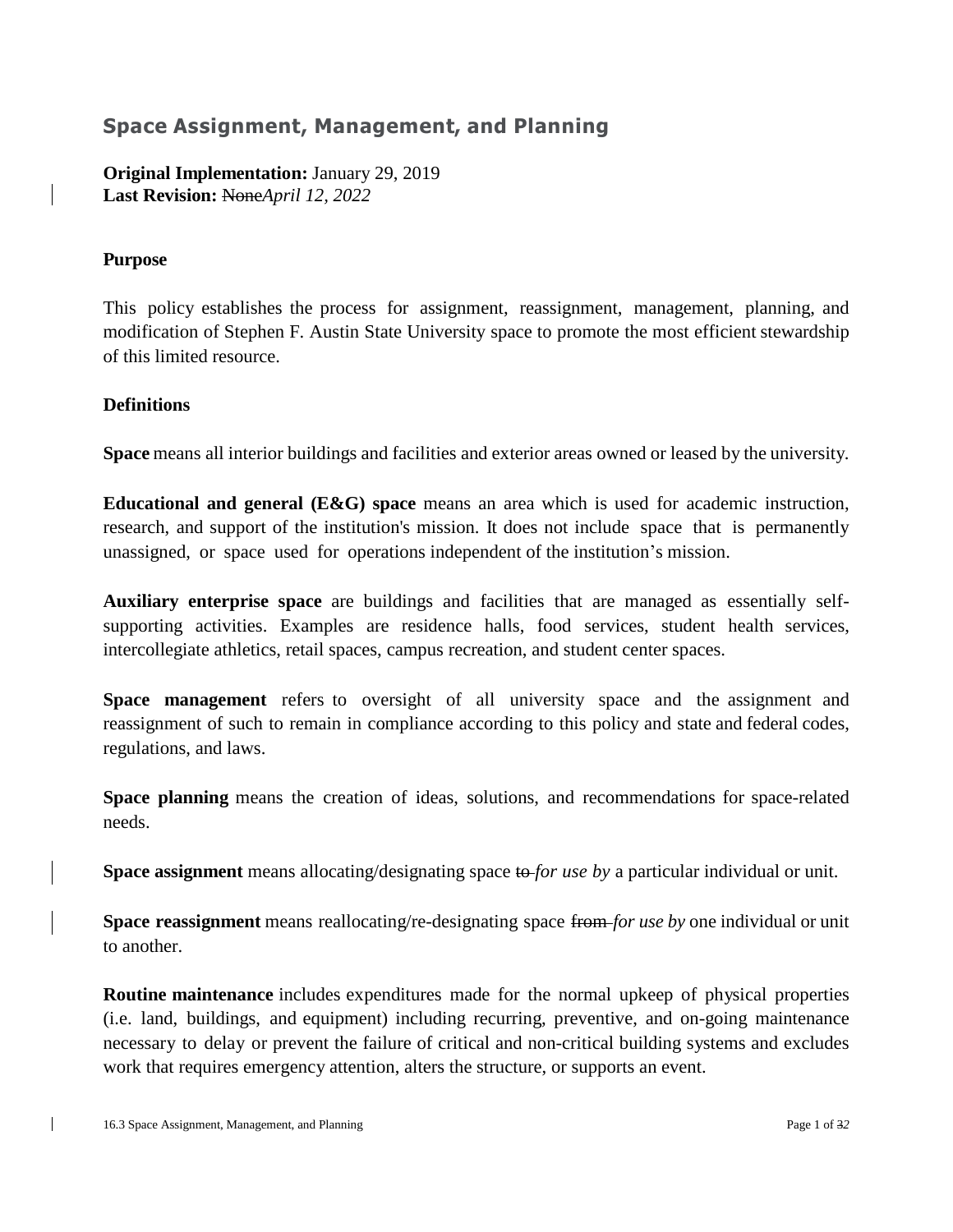## Space Assignment, Management, and Planning

**Original Implementation:** January 29, 2019
**Last Revision:** ~~None~~*April 12, 2022*

**Purpose**

This policy establishes the process for assignment, reassignment, management, planning, and modification of Stephen F. Austin State University space to promote the most efficient stewardship of this limited resource.

**Definitions**

**Space** means all interior buildings and facilities and exterior areas owned or leased by the university.

**Educational and general (E&G) space** means an area which is used for academic instruction, research, and support of the institution's mission. It does not include space that is permanently unassigned, or space used for operations independent of the institution's mission.

**Auxiliary enterprise space** are buildings and facilities that are managed as essentially self-supporting activities. Examples are residence halls, food services, student health services, intercollegiate athletics, retail spaces, campus recreation, and student center spaces.

**Space management** refers to oversight of all university space and the assignment and reassignment of such to remain in compliance according to this policy and state and federal codes, regulations, and laws.

**Space planning** means the creation of ideas, solutions, and recommendations for space-related needs.

**Space assignment** means allocating/designating space ~~to~~ *for use by* a particular individual or unit.

**Space reassignment** means reallocating/re-designating space ~~from~~ *for use by* one individual or unit to another.

**Routine maintenance** includes expenditures made for the normal upkeep of physical properties (i.e. land, buildings, and equipment) including recurring, preventive, and on-going maintenance necessary to delay or prevent the failure of critical and non-critical building systems and excludes work that requires emergency attention, alters the structure, or supports an event.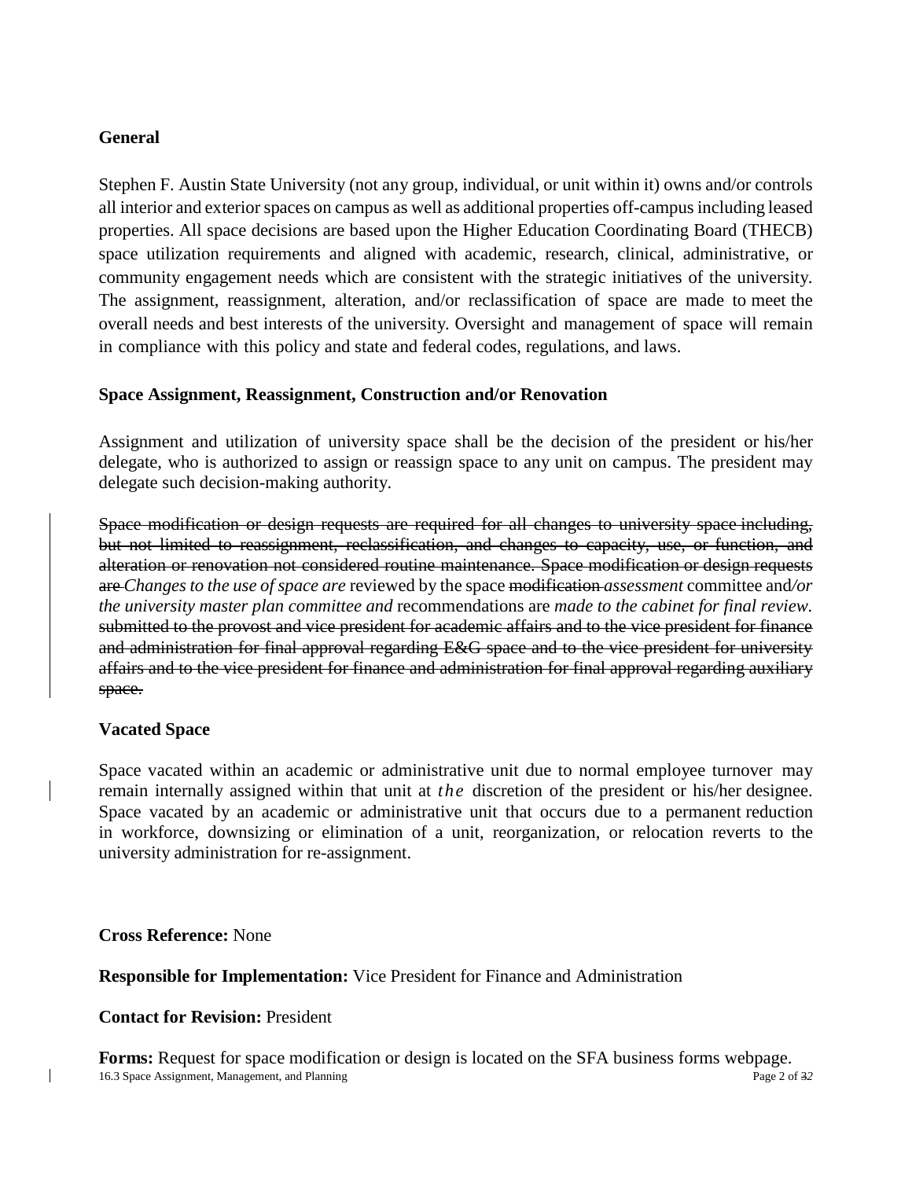**General**

Stephen F. Austin State University (not any group, individual, or unit within it) owns and/or controls all interior and exterior spaces on campus as well as additional properties off-campus including leased properties. All space decisions are based upon the Higher Education Coordinating Board (THECB) space utilization requirements and aligned with academic, research, clinical, administrative, or community engagement needs which are consistent with the strategic initiatives of the university. The assignment, reassignment, alteration, and/or reclassification of space are made to meet the overall needs and best interests of the university. Oversight and management of space will remain in compliance with this policy and state and federal codes, regulations, and laws.

**Space Assignment, Reassignment, Construction and/or Renovation**

Assignment and utilization of university space shall be the decision of the president or his/her delegate, who is authorized to assign or reassign space to any unit on campus. The president may delegate such decision-making authority.

~~Space modification or design requests are required for all changes to university space including, but not limited to reassignment, reclassification, and changes to capacity, use, or function, and alteration or renovation not considered routine maintenance. Space modification or design requests are~~ *Changes to the use of space are* reviewed by the space ~~modification~~ *assessment* committee and*/or the university master plan committee and* recommendations are *made to the cabinet for final review.* ~~submitted to the provost and vice president for academic affairs and to the vice president for finance and administration for final approval regarding E&G space and to the vice president for university affairs and to the vice president for finance and administration for final approval regarding auxiliary space.~~

**Vacated Space**

Space vacated within an academic or administrative unit due to normal employee turnover may remain internally assigned within that unit at *the* discretion of the president or his/her designee. Space vacated by an academic or administrative unit that occurs due to a permanent reduction in workforce, downsizing or elimination of a unit, reorganization, or relocation reverts to the university administration for re-assignment.

**Cross Reference:** None

**Responsible for Implementation:** Vice President for Finance and Administration

**Contact for Revision:** President

**Forms:** Request for space modification or design is located on the SFA business forms webpage.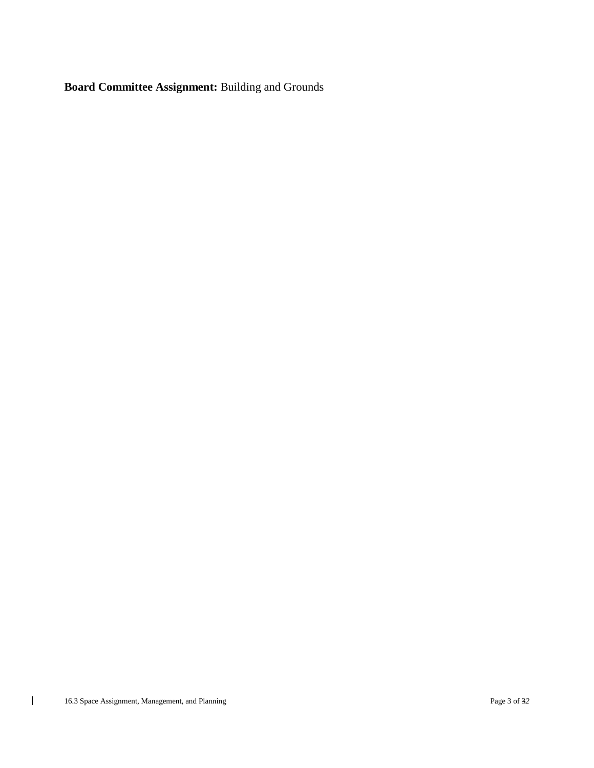**Board Committee Assignment:** Building and Grounds